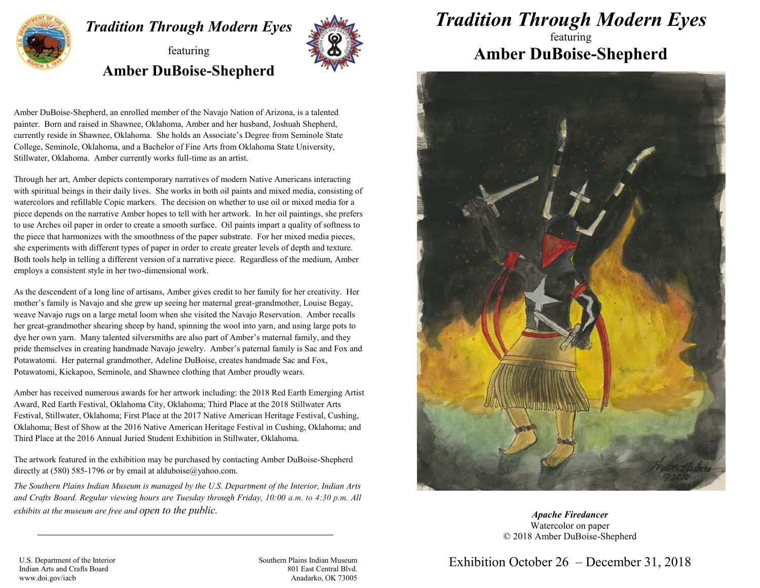# *Tradition Through Modern Eyes*

featuring

## Amber DuBoise-Shepherd

Amber DuBoise-Shepherd, an enrolled member of the Navajo Nation of Arizona, is a talented painter. Born and raised in Shawnee, Oklahoma, Amber and her husband, Joshuah Shepherd, currently reside in Shawnee, Oklahoma. She holds an Associate's Degree from Seminole State College, Seminole, Oklahoma, and a Bachelor of Fine Arts from Oklahoma State University, Stillwater, Oklahoma. Amber currently works full-time as an artist.

Through her art, Amber depicts contemporary narratives of modern Native Americans interacting with spiritual beings in their daily lives. She works in both oil paints and mixed media, consisting of watercolors and refillable Copic markers. The decision on whether to use oil or mixed media for a piece depends on the narrative Amber hopes to tell with her artwork. In her oil paintings, she prefers to use Arches oil paper in order to create a smooth surface. Oil paints impart a quality of softness to the piece that harmonizes with the smoothness of the paper substrate. For her mixed media pieces, she experiments with different types of paper in order to create greater levels of depth and texture. Both tools help in telling a different version of a narrative piece. Regardless of the medium, Amber employs a consistent style in her two-dimensional work.

As the descendent of a long line of artisans, Amber gives credit to her family for her creativity. Her mother's family is Navajo and she grew up seeing her maternal great-grandmother, Louise Begay, weave Navajo rugs on a large metal loom when she visited the Navajo Reservation. Amber recalls her great-grandmother shearing sheep by hand, spinning the wool into yarn, and using large pots to dye her own yarn. Many talented silversmiths are also part of Amber's maternal family, and they pride themselves in creating handmade Navajo jewelry. Amber's paternal family is Sac and Fox and Potawatomi. Her paternal grandmother, Adeline DuBoise, creates handmade Sac and Fox, Potawatomi, Kickapoo, Seminole, and Shawnee clothing that Amber proudly wears.

Amber has received numerous awards for her artwork including: the 2018 Red Earth Emerging Artist Award, Red Earth Festival, Oklahoma City, Oklahoma; Third Place at the 2018 Stillwater Arts Festival, Stillwater, Oklahoma; First Place at the 2017 Native American Heritage Festival, Cushing, Oklahoma; Best of Show at the 2016 Native American Heritage Festival in Cushing, Oklahoma; and Third Place at the 2016 Annual Juried Student Exhibition in Stillwater, Oklahoma.

The artwork featured in the exhibition may be purchased by contacting Amber DuBoise-Shepherd directly at (580) 585-1796 or by email at alduboise@yahoo.com.

*The Southern Plains Indian Museum is managed by the U.S. Department of the Interior, Indian Arts and Crafts Board. Regular viewing hours are Tuesday through Friday, 10:00 a.m. to 4:30 p.m. All exhibits at the museum are free and open to the public.*

U.S. Department of the Interior
Indian Arts and Crafts Board
www.doi.gov/iacb

Southern Plains Indian Museum
801 East Central Blvd.
Anadarko, OK 73005

# *Tradition Through Modern Eyes*

featuring

## Amber DuBoise-Shepherd

***Apache Firedancer***
Watercolor on paper
© 2018 Amber DuBoise-Shepherd

Exhibition October 26 – December 31, 2018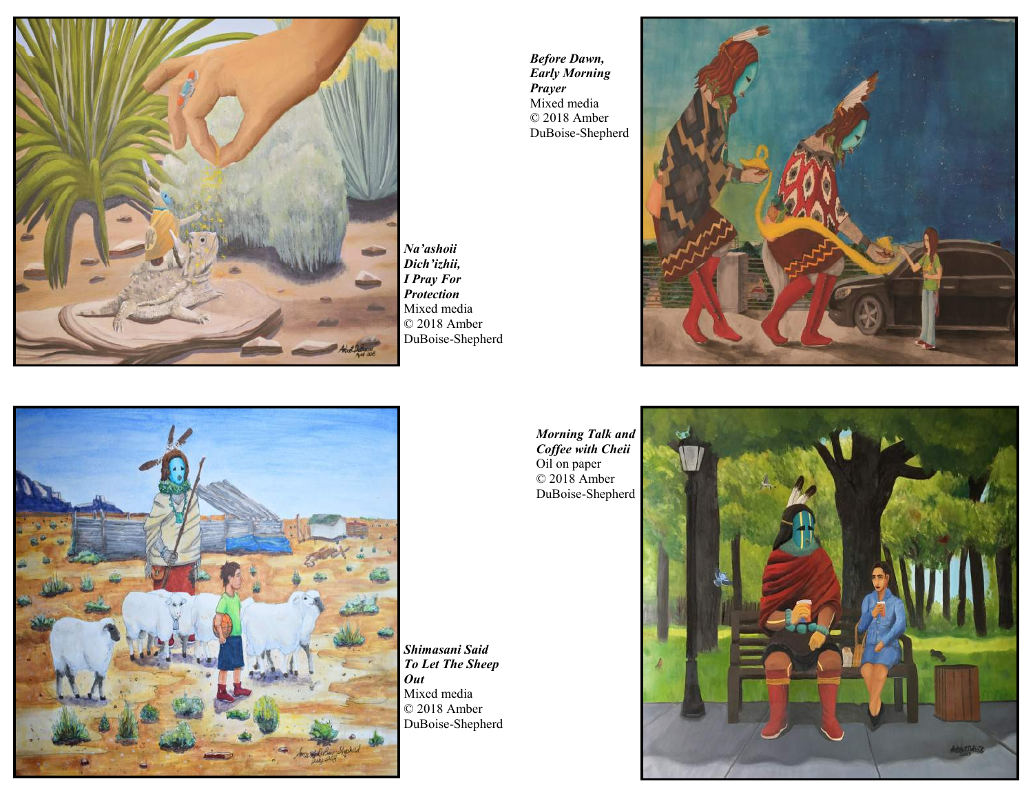***Before Dawn, Early Morning Prayer***
Mixed media
© 2018 Amber DuBoise-Shepherd

***Na'ashoii Dich'izhii, I Pray For Protection***
Mixed media
© 2018 Amber DuBoise-Shepherd

***Morning Talk and Coffee with Cheii***
Oil on paper
© 2018 Amber DuBoise-Shepherd

***Shimasani Said To Let The Sheep Out***
Mixed media
© 2018 Amber DuBoise-Shepherd